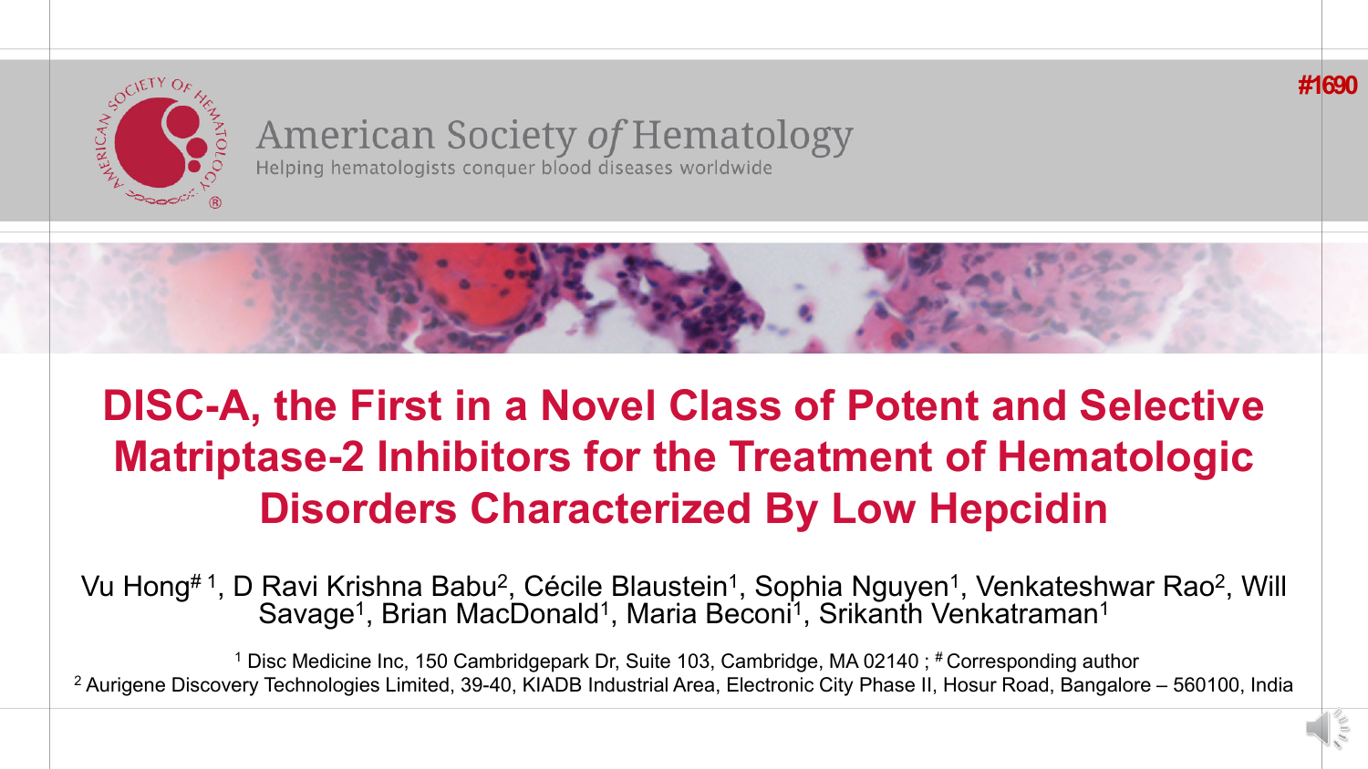#1690

American Society of Hematology
Helping hematologists conquer blood diseases worldwide

# DISC-A, the First in a Novel Class of Potent and Selective Matriptase-2 Inhibitors for the Treatment of Hematologic Disorders Characterized By Low Hepcidin

Vu Hong[# 1], D Ravi Krishna Babu[2], Cécile Blaustein[1], Sophia Nguyen[1], Venkateshwar Rao[2], Will Savage[1], Brian MacDonald[1], Maria Beconi[1], Srikanth Venkatraman[1]

[1] Disc Medicine Inc, 150 Cambridgepark Dr, Suite 103, Cambridge, MA 02140 ; [#] Corresponding author
[2] Aurigene Discovery Technologies Limited, 39-40, KIADB Industrial Area, Electronic City Phase II, Hosur Road, Bangalore – 560100, India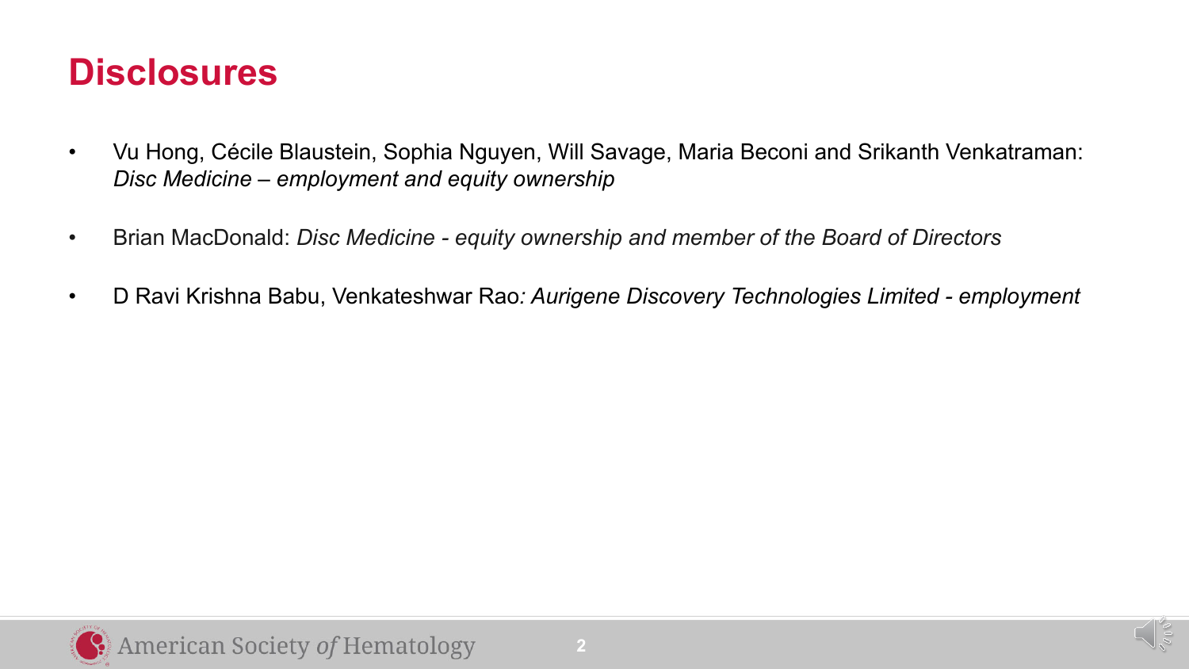# Disclosures

- Vu Hong, Cécile Blaustein, Sophia Nguyen, Will Savage, Maria Beconi and Srikanth Venkatraman: *Disc Medicine – employment and equity ownership*
- Brian MacDonald: *Disc Medicine - equity ownership and member of the Board of Directors*
- D Ravi Krishna Babu, Venkateshwar Rao*: Aurigene Discovery Technologies Limited - employment*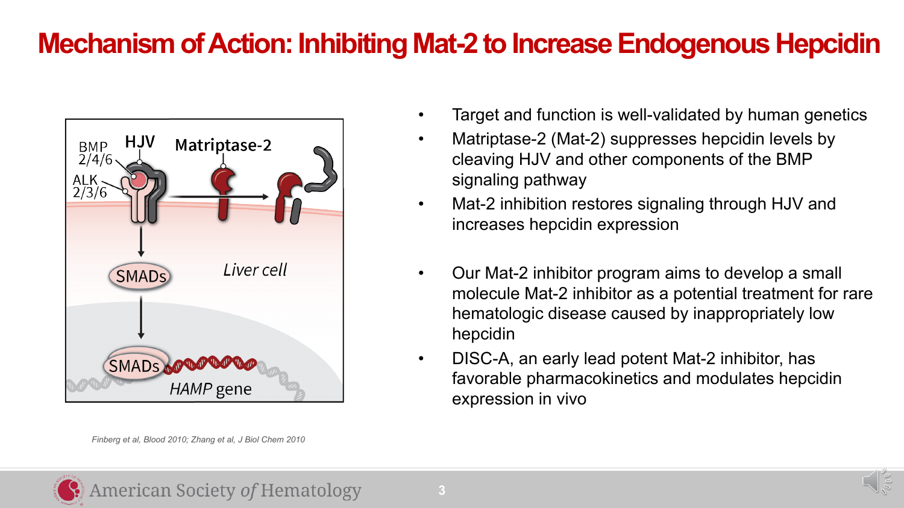# Mechanism of Action: Inhibiting Mat-2 to Increase Endogenous Hepcidin

BMP 2/4/6

HJV

Matriptase-2

ALK 2/3/6

SMADs

*Liver cell*

SMADs

*HAMP* gene

*Finberg et al, Blood 2010; Zhang et al, J Biol Chem 2010*

- Target and function is well-validated by human genetics
- Matriptase-2 (Mat-2) suppresses hepcidin levels by cleaving HJV and other components of the BMP signaling pathway
- Mat-2 inhibition restores signaling through HJV and increases hepcidin expression

- Our Mat-2 inhibitor program aims to develop a small molecule Mat-2 inhibitor as a potential treatment for rare hematologic disease caused by inappropriately low hepcidin
- DISC-A, an early lead potent Mat-2 inhibitor, has favorable pharmacokinetics and modulates hepcidin expression in vivo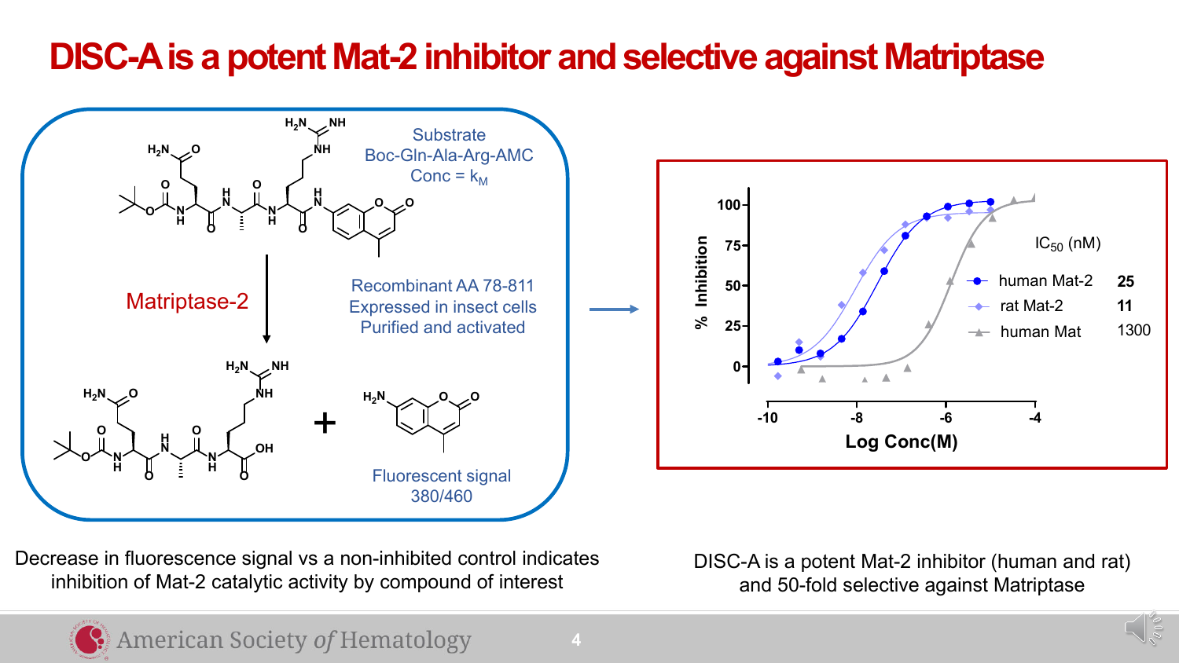# DISC-A is a potent Mat-2 inhibitor and selective against Matriptase

Substrate
Boc-Gln-Ala-Arg-AMC
Conc = $k_M$

Matriptase-2

Recombinant AA 78-811
Expressed in insect cells
Purified and activated

Fluorescent signal
380/460

Decrease in fluorescence signal vs a non-inhibited control indicates inhibition of Mat-2 catalytic activity by compound of interest

| | $IC_{50}$ (nM) |
|---|---|
| human Mat-2 | **25** |
| rat Mat-2 | **11** |
| human Mat | 1300 |

% Inhibition vs Log Conc(M)

DISC-A is a potent Mat-2 inhibitor (human and rat) and 50-fold selective against Matriptase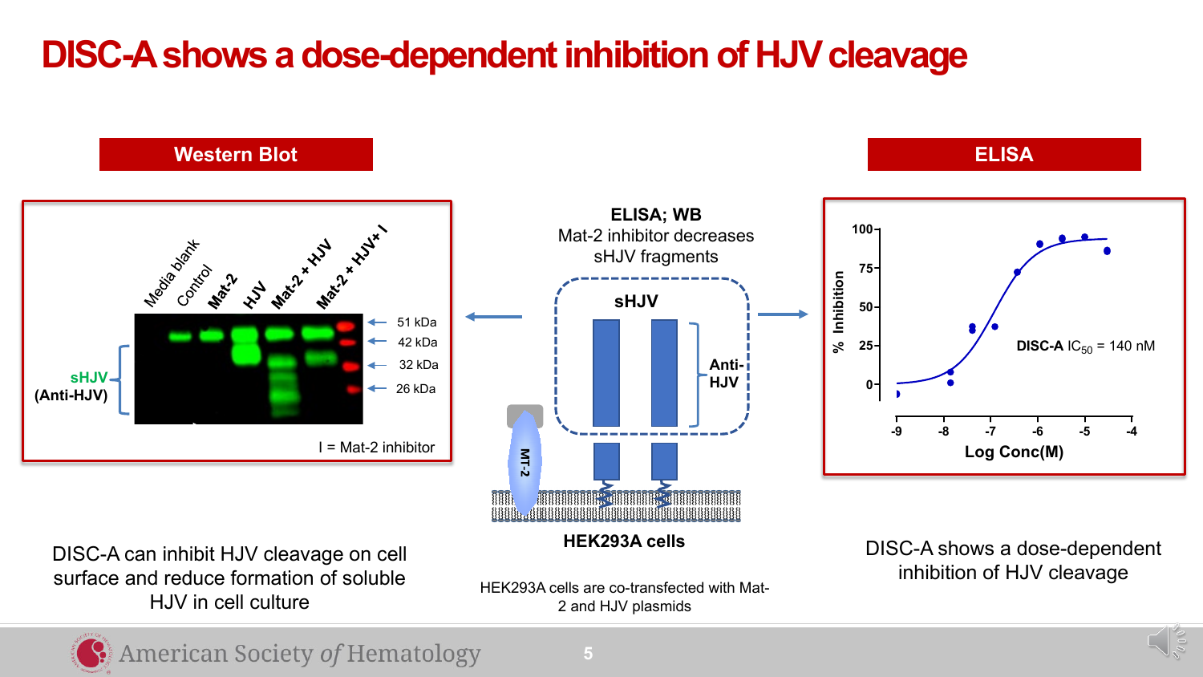# DISC-A shows a dose-dependent inhibition of HJV cleavage

## Western Blot

Media blank | Control | Mat-2 | HJV | Mat-2 + HJV | Mat-2 + HJV+ I

sHJV (Anti-HJV)

51 kDa
42 kDa
32 kDa
26 kDa

I = Mat-2 inhibitor

DISC-A can inhibit HJV cleavage on cell surface and reduce formation of soluble HJV in cell culture

**ELISA; WB**

Mat-2 inhibitor decreases sHJV fragments

**sHJV**

**Anti-HJV**

MT-2

**HEK293A cells**

HEK293A cells are co-transfected with Mat-2 and HJV plasmids

## ELISA

% Inhibition

**DISC-A** $IC_{50}$ = 140 nM

Log Conc(M)

DISC-A shows a dose-dependent inhibition of HJV cleavage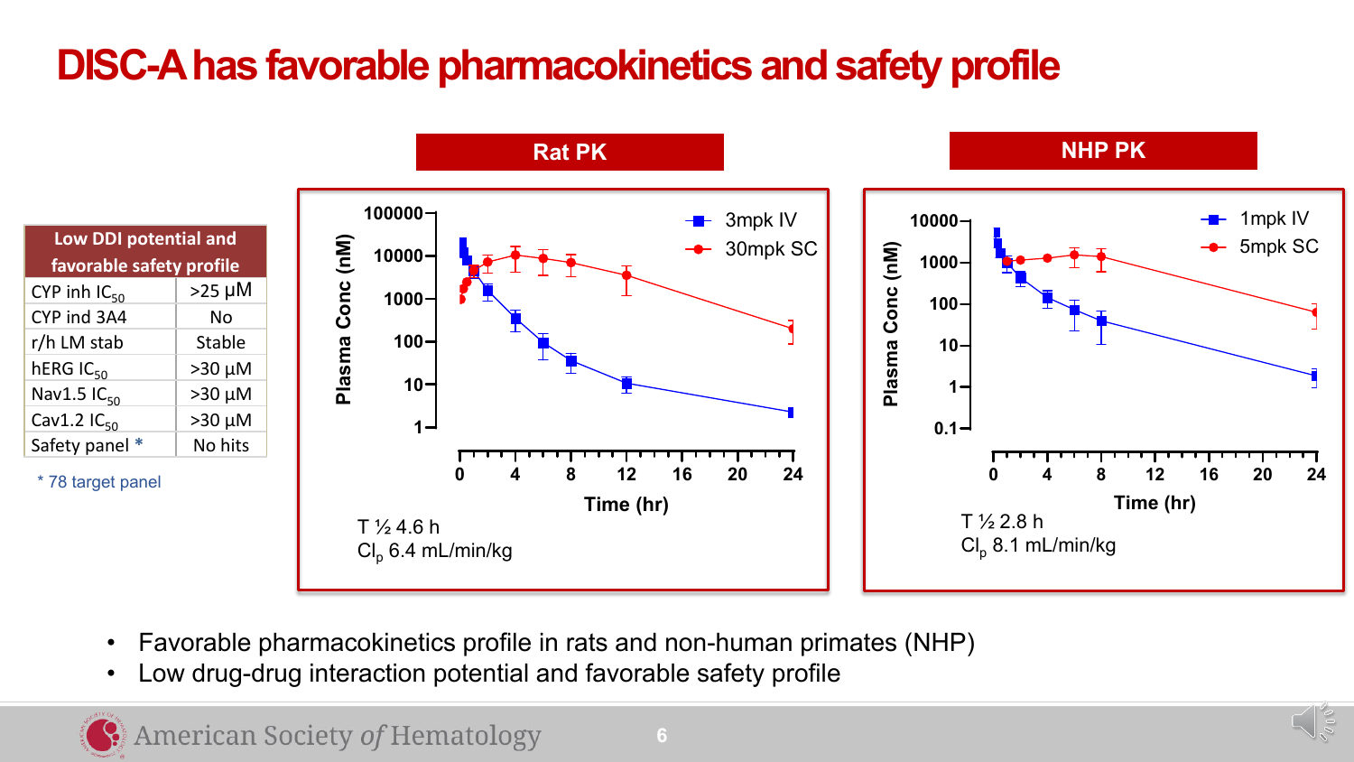# DISC-A has favorable pharmacokinetics and safety profile

| Low DDI potential and favorable safety profile | |
|---|---|
| CYP inh $IC_{50}$ | >25 µM |
| CYP ind 3A4 | No |
| r/h LM stab | Stable |
| hERG $IC_{50}$ | >30 µM |
| Nav1.5 $IC_{50}$ | >30 µM |
| Cav1.2 $IC_{50}$ | >30 µM |
| Safety panel * | No hits |

* 78 target panel

**Rat PK**

T ½ 4.6 h
$Cl_p$ 6.4 mL/min/kg

**NHP PK**

T ½ 2.8 h
$Cl_p$ 8.1 mL/min/kg

- Favorable pharmacokinetics profile in rats and non-human primates (NHP)
- Low drug-drug interaction potential and favorable safety profile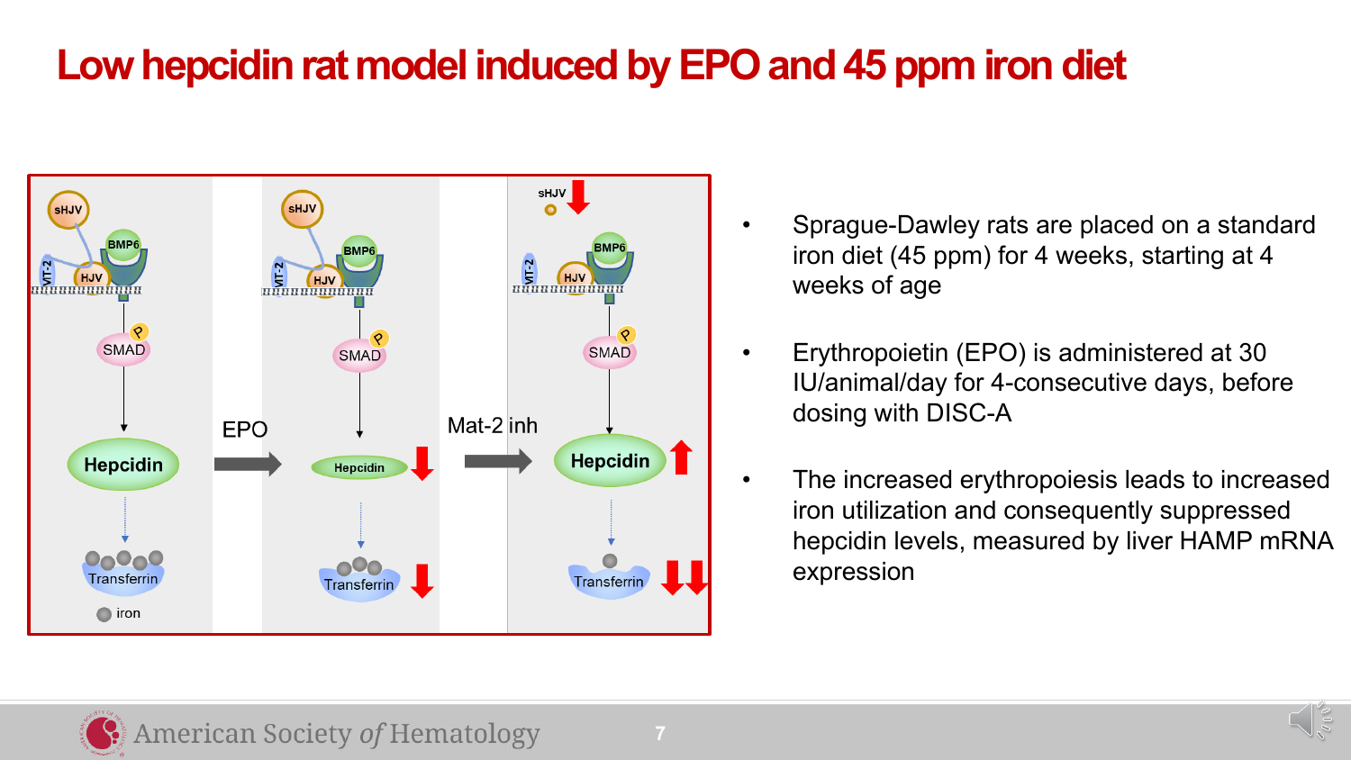# Low hepcidin rat model induced by EPO and 45 ppm iron diet

- Sprague-Dawley rats are placed on a standard iron diet (45 ppm) for 4 weeks, starting at 4 weeks of age
- Erythropoietin (EPO) is administered at 30 IU/animal/day for 4-consecutive days, before dosing with DISC-A
- The increased erythropoiesis leads to increased iron utilization and consequently suppressed hepcidin levels, measured by liver HAMP mRNA expression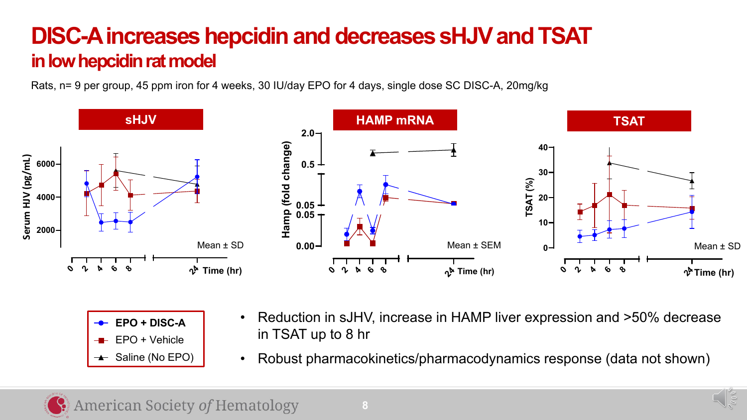# DISC-A increases hepcidin and decreases sHJV and TSAT

## in low hepcidin rat model

Rats, n= 9 per group, 45 ppm iron for 4 weeks, 30 IU/day EPO for 4 days, single dose SC DISC-A, 20mg/kg

**sHJV**

Serum HJV (pg/mL) — Mean ± SD — Time (hr)

**HAMP mRNA**

Hamp (fold change) — Mean ± SEM — Time (hr)

**TSAT**

TSAT (%) — Mean ± SD — Time (hr)

- EPO + DISC-A
- EPO + Vehicle
- Saline (No EPO)

- Reduction in sJHV, increase in HAMP liver expression and >50% decrease in TSAT up to 8 hr
- Robust pharmacokinetics/pharmacodynamics response (data not shown)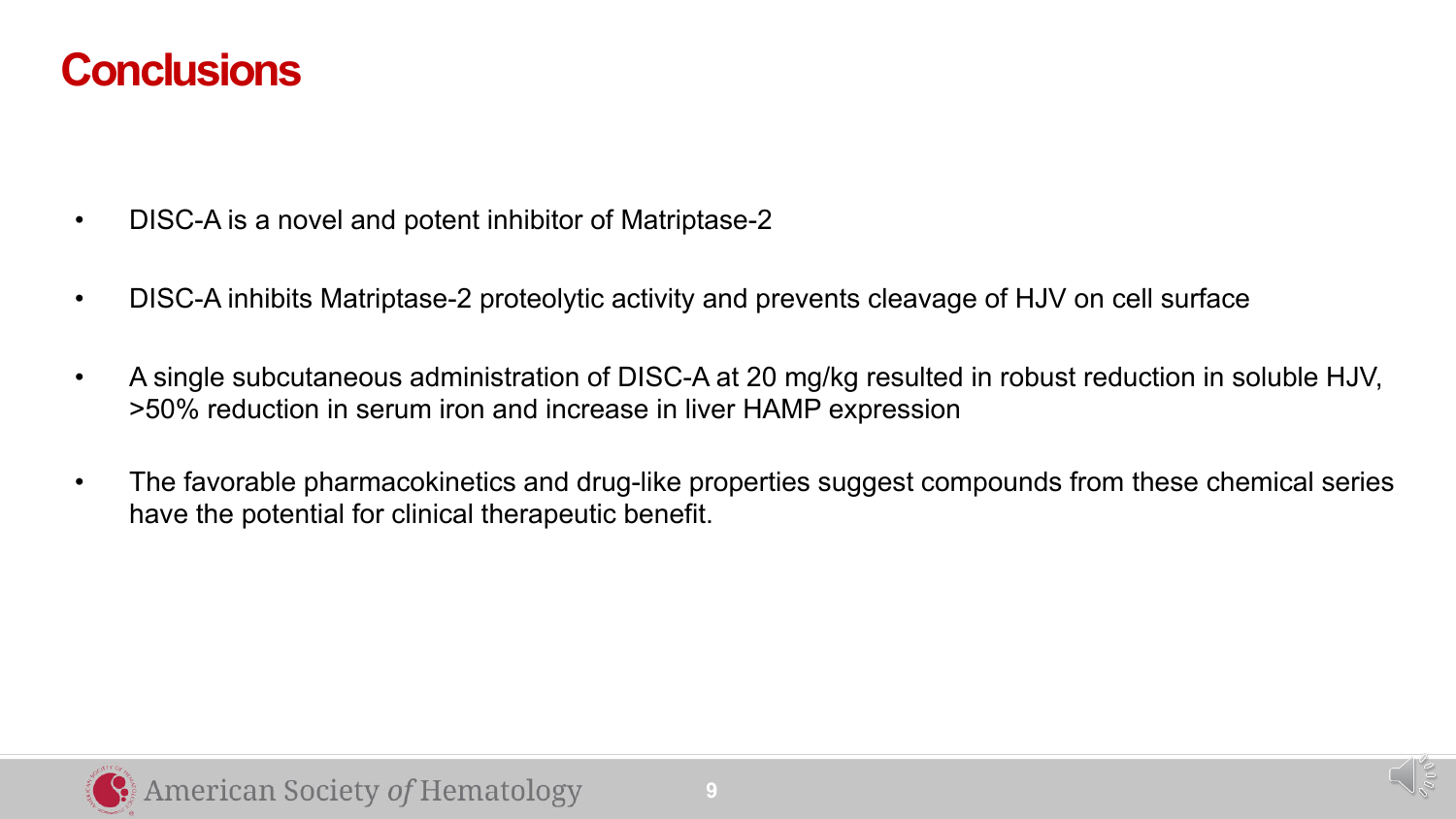# Conclusions

- DISC-A is a novel and potent inhibitor of Matriptase-2
- DISC-A inhibits Matriptase-2 proteolytic activity and prevents cleavage of HJV on cell surface
- A single subcutaneous administration of DISC-A at 20 mg/kg resulted in robust reduction in soluble HJV, >50% reduction in serum iron and increase in liver HAMP expression
- The favorable pharmacokinetics and drug-like properties suggest compounds from these chemical series have the potential for clinical therapeutic benefit.